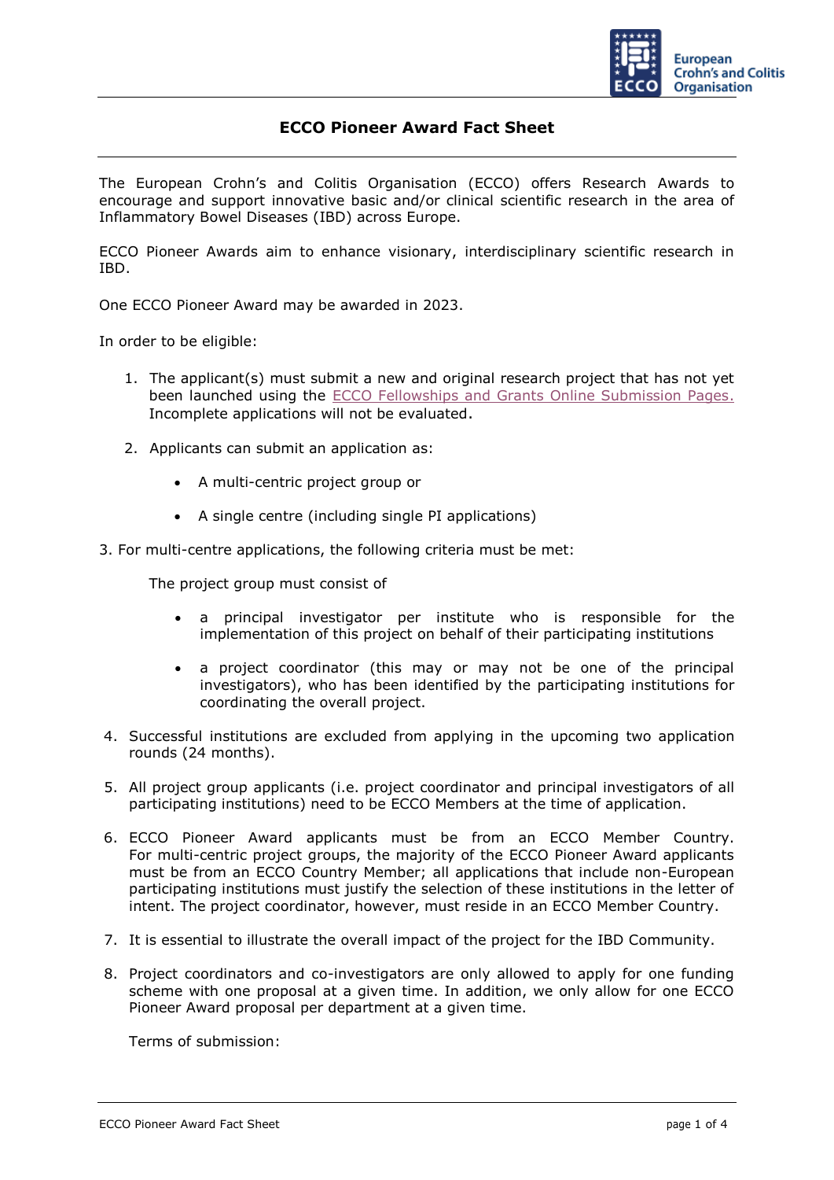# ECCO Pioneer Award Fact Sheet

The European Crohn's and Colitis Organisation (ECCO) offers Research Awards to encourage and support innovative basic and/or clinical scientific research in the area of Inflammatory Bowel Diseases (IBD) across Europe.

ECCO Pioneer Awards aim to enhance visionary, interdisciplinary scientific research in IBD.

One ECCO Pioneer Award may be awarded in 2023.

In order to be eligible:

1. The applicant(s) must submit a new and original research project that has not yet been launched using the ECCO Fellowships and Grants Online Submission Pages. Incomplete applications will not be evaluated.

2. Applicants can submit an application as:

   - A multi-centric project group or
   - A single centre (including single PI applications)

3. For multi-centre applications, the following criteria must be met:

   The project group must consist of

   - a principal investigator per institute who is responsible for the implementation of this project on behalf of their participating institutions
   - a project coordinator (this may or may not be one of the principal investigators), who has been identified by the participating institutions for coordinating the overall project.

4. Successful institutions are excluded from applying in the upcoming two application rounds (24 months).

5. All project group applicants (i.e. project coordinator and principal investigators of all participating institutions) need to be ECCO Members at the time of application.

6. ECCO Pioneer Award applicants must be from an ECCO Member Country. For multi-centric project groups, the majority of the ECCO Pioneer Award applicants must be from an ECCO Country Member; all applications that include non-European participating institutions must justify the selection of these institutions in the letter of intent. The project coordinator, however, must reside in an ECCO Member Country.

7. It is essential to illustrate the overall impact of the project for the IBD Community.

8. Project coordinators and co-investigators are only allowed to apply for one funding scheme with one proposal at a given time. In addition, we only allow for one ECCO Pioneer Award proposal per department at a given time.

   Terms of submission: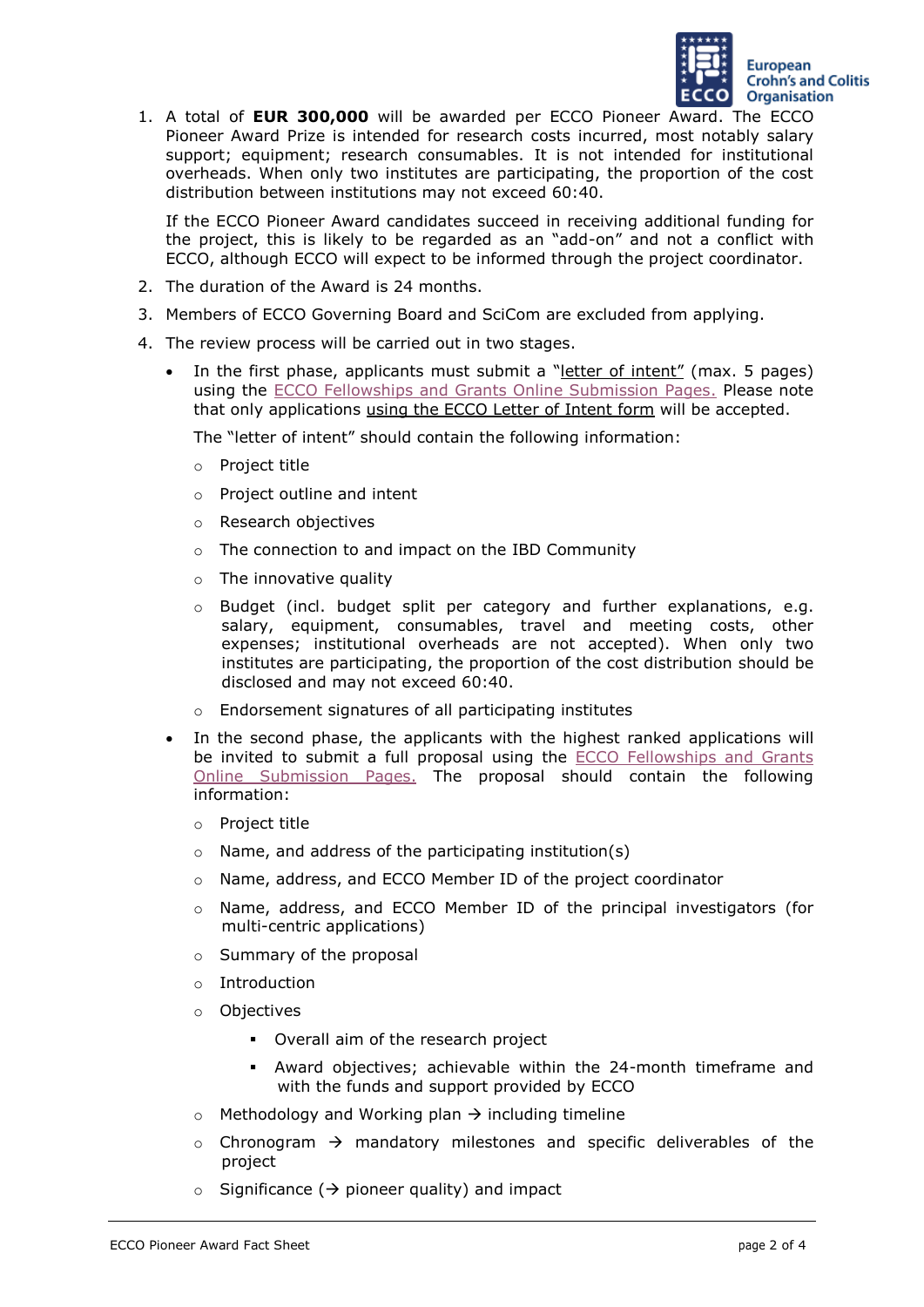1. A total of **EUR 300,000** will be awarded per ECCO Pioneer Award. The ECCO Pioneer Award Prize is intended for research costs incurred, most notably salary support; equipment; research consumables. It is not intended for institutional overheads. When only two institutes are participating, the proportion of the cost distribution between institutions may not exceed 60:40.

   If the ECCO Pioneer Award candidates succeed in receiving additional funding for the project, this is likely to be regarded as an "add-on" and not a conflict with ECCO, although ECCO will expect to be informed through the project coordinator.

2. The duration of the Award is 24 months.
3. Members of ECCO Governing Board and SciCom are excluded from applying.
4. The review process will be carried out in two stages.
   - In the first phase, applicants must submit a "letter of intent" (max. 5 pages) using the ECCO Fellowships and Grants Online Submission Pages. Please note that only applications using the ECCO Letter of Intent form will be accepted.

     The "letter of intent" should contain the following information:
     - Project title
     - Project outline and intent
     - Research objectives
     - The connection to and impact on the IBD Community
     - The innovative quality
     - Budget (incl. budget split per category and further explanations, e.g. salary, equipment, consumables, travel and meeting costs, other expenses; institutional overheads are not accepted). When only two institutes are participating, the proportion of the cost distribution should be disclosed and may not exceed 60:40.
     - Endorsement signatures of all participating institutes
   - In the second phase, the applicants with the highest ranked applications will be invited to submit a full proposal using the ECCO Fellowships and Grants Online Submission Pages. The proposal should contain the following information:
     - Project title
     - Name, and address of the participating institution(s)
     - Name, address, and ECCO Member ID of the project coordinator
     - Name, address, and ECCO Member ID of the principal investigators (for multi-centric applications)
     - Summary of the proposal
     - Introduction
     - Objectives
       - Overall aim of the research project
       - Award objectives; achievable within the 24-month timeframe and with the funds and support provided by ECCO
     - Methodology and Working plan → including timeline
     - Chronogram → mandatory milestones and specific deliverables of the project
     - Significance (→ pioneer quality) and impact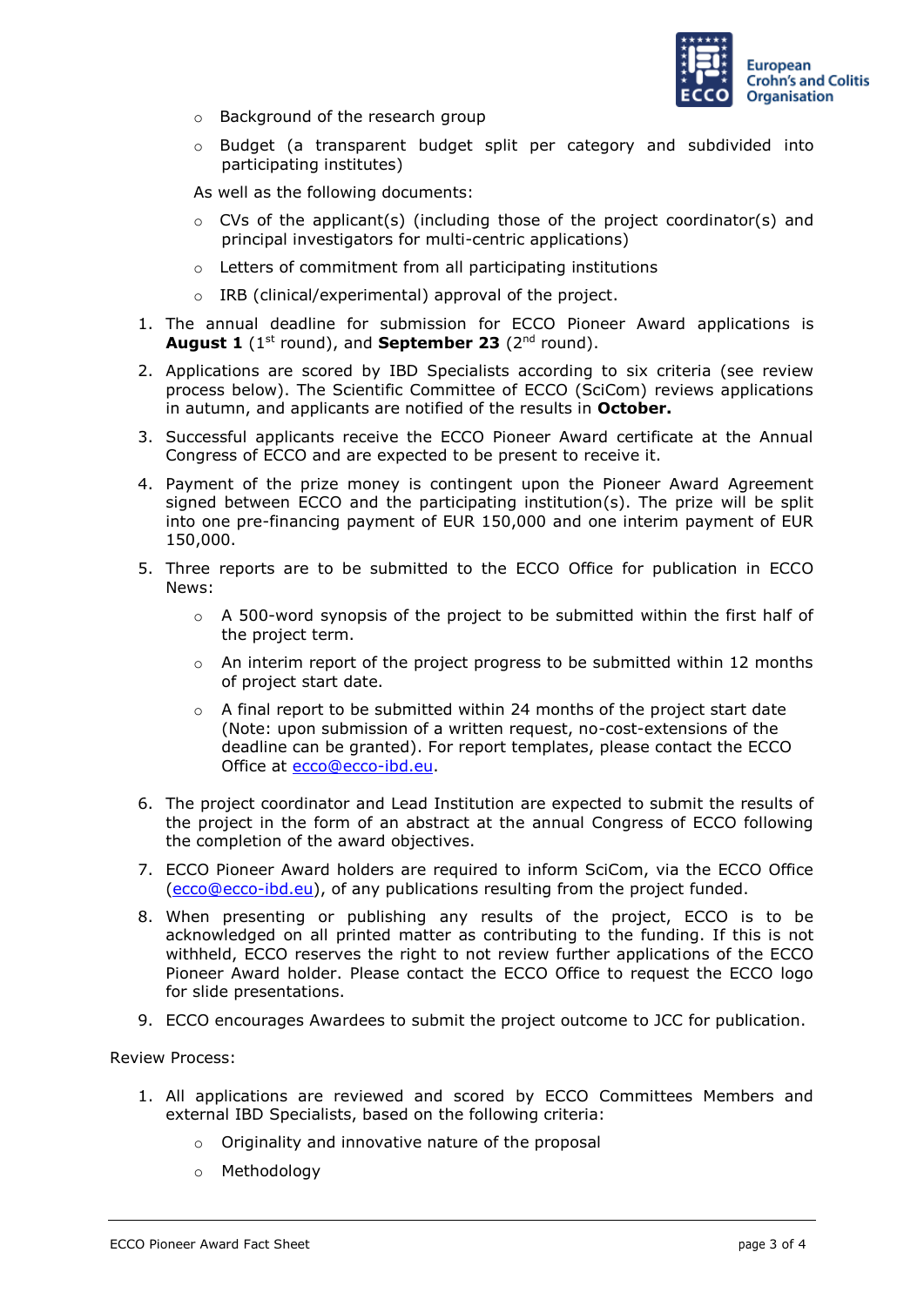- Background of the research group
- Budget (a transparent budget split per category and subdivided into participating institutes)

As well as the following documents:

- CVs of the applicant(s) (including those of the project coordinator(s) and principal investigators for multi-centric applications)
- Letters of commitment from all participating institutions
- IRB (clinical/experimental) approval of the project.

1. The annual deadline for submission for ECCO Pioneer Award applications is **August 1** (1st round), and **September 23** (2nd round).
2. Applications are scored by IBD Specialists according to six criteria (see review process below). The Scientific Committee of ECCO (SciCom) reviews applications in autumn, and applicants are notified of the results in **October.**
3. Successful applicants receive the ECCO Pioneer Award certificate at the Annual Congress of ECCO and are expected to be present to receive it.
4. Payment of the prize money is contingent upon the Pioneer Award Agreement signed between ECCO and the participating institution(s). The prize will be split into one pre-financing payment of EUR 150,000 and one interim payment of EUR 150,000.
5. Three reports are to be submitted to the ECCO Office for publication in ECCO News:
    - A 500-word synopsis of the project to be submitted within the first half of the project term.
    - An interim report of the project progress to be submitted within 12 months of project start date.
    - A final report to be submitted within 24 months of the project start date (Note: upon submission of a written request, no-cost-extensions of the deadline can be granted). For report templates, please contact the ECCO Office at ecco@ecco-ibd.eu.
6. The project coordinator and Lead Institution are expected to submit the results of the project in the form of an abstract at the annual Congress of ECCO following the completion of the award objectives.
7. ECCO Pioneer Award holders are required to inform SciCom, via the ECCO Office (ecco@ecco-ibd.eu), of any publications resulting from the project funded.
8. When presenting or publishing any results of the project, ECCO is to be acknowledged on all printed matter as contributing to the funding. If this is not withheld, ECCO reserves the right to not review further applications of the ECCO Pioneer Award holder. Please contact the ECCO Office to request the ECCO logo for slide presentations.
9. ECCO encourages Awardees to submit the project outcome to JCC for publication.

Review Process:

1. All applications are reviewed and scored by ECCO Committees Members and external IBD Specialists, based on the following criteria:
    - Originality and innovative nature of the proposal
    - Methodology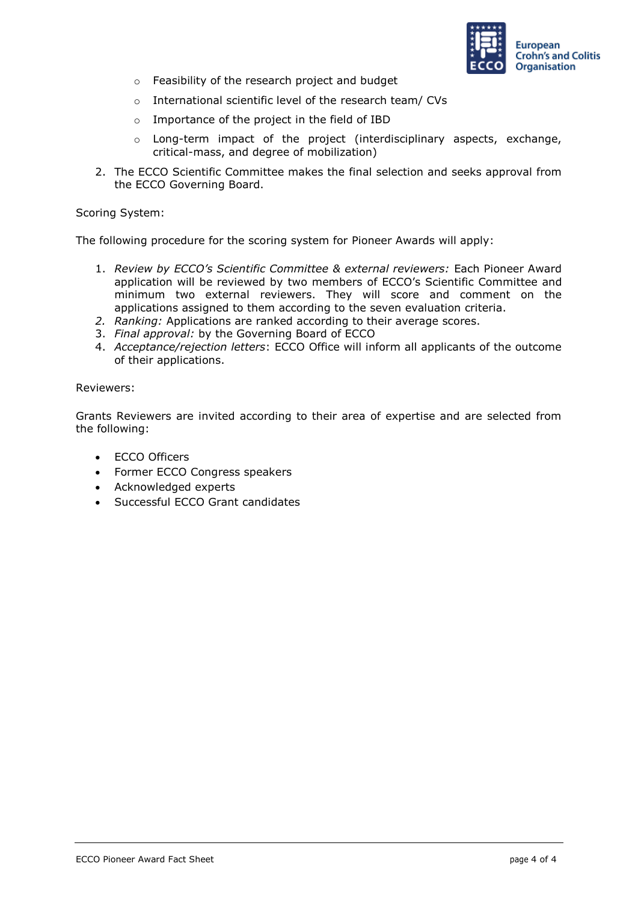- Feasibility of the research project and budget
- International scientific level of the research team/ CVs
- Importance of the project in the field of IBD
- Long-term impact of the project (interdisciplinary aspects, exchange, critical-mass, and degree of mobilization)

2. The ECCO Scientific Committee makes the final selection and seeks approval from the ECCO Governing Board.

Scoring System:

The following procedure for the scoring system for Pioneer Awards will apply:

1. *Review by ECCO's Scientific Committee & external reviewers:* Each Pioneer Award application will be reviewed by two members of ECCO's Scientific Committee and minimum two external reviewers. They will score and comment on the applications assigned to them according to the seven evaluation criteria.
2. *Ranking:* Applications are ranked according to their average scores.
3. *Final approval:* by the Governing Board of ECCO
4. *Acceptance/rejection letters*: ECCO Office will inform all applicants of the outcome of their applications.

Reviewers:

Grants Reviewers are invited according to their area of expertise and are selected from the following:

- ECCO Officers
- Former ECCO Congress speakers
- Acknowledged experts
- Successful ECCO Grant candidates